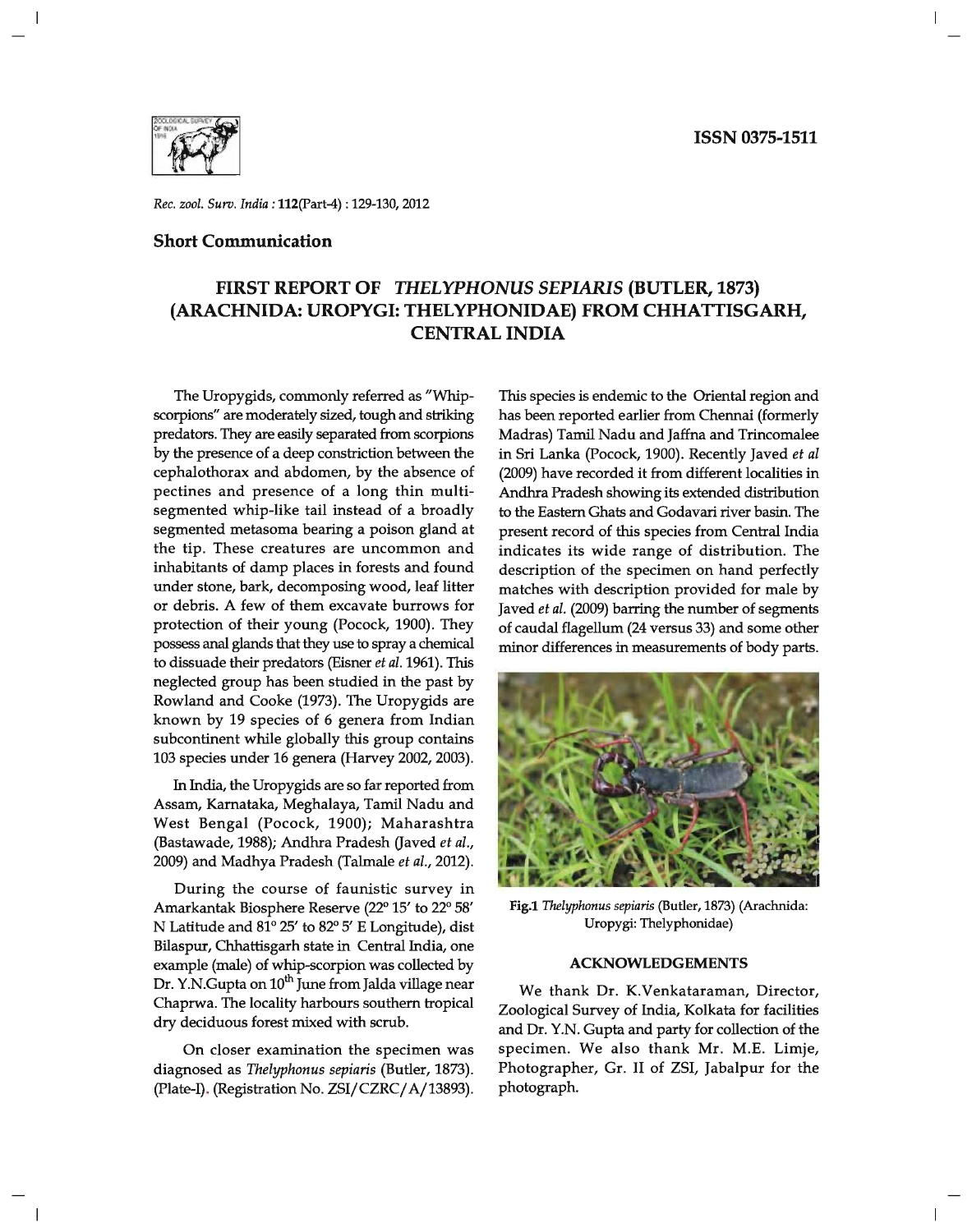ISSN 0375-1511

*Rec. zool. Surv. India* : **112**(Part-4) : 129-130, 2012

## Short Communication

# FIRST REPORT OF *THELYPHONUS SEPIARIS* (BUTLER, 1873) (ARACHNIDA: UROPYGI: THELYPHONIDAE) FROM CHHATTISGARH, CENTRAL INDIA

The Uropygids, commonly referred as "Whip-scorpions" are moderately sized, tough and striking predators. They are easily separated from scorpions by the presence of a deep constriction between the cephalothorax and abdomen, by the absence of pectines and presence of a long thin multi-segmented whip-like tail instead of a broadly segmented metasoma bearing a poison gland at the tip. These creatures are uncommon and inhabitants of damp places in forests and found under stone, bark, decomposing wood, leaf litter or debris. A few of them excavate burrows for protection of their young (Pocock, 1900). They possess anal glands that they use to spray a chemical to dissuade their predators (Eisner *et al*. 1961). This neglected group has been studied in the past by Rowland and Cooke (1973). The Uropygids are known by 19 species of 6 genera from Indian subcontinent while globally this group contains 103 species under 16 genera (Harvey 2002, 2003).

In India, the Uropygids are so far reported from Assam, Karnataka, Meghalaya, Tamil Nadu and West Bengal (Pocock, 1900); Maharashtra (Bastawade, 1988); Andhra Pradesh (Javed *et al*., 2009) and Madhya Pradesh (Talmale *et al*., 2012).

During the course of faunistic survey in Amarkantak Biosphere Reserve (22° 15' to 22° 58' N Latitude and 81° 25' to 82° 5' E Longitude), dist Bilaspur, Chhattisgarh state in Central India, one example (male) of whip-scorpion was collected by Dr. Y.N.Gupta on 10th June from Jalda village near Chaprwa. The locality harbours southern tropical dry deciduous forest mixed with scrub.

On closer examination the specimen was diagnosed as *Thelyphonus sepiaris* (Butler, 1873). (Plate-I). (Registration No. ZSI/CZRC/A/13893). This species is endemic to the Oriental region and has been reported earlier from Chennai (formerly Madras) Tamil Nadu and Jaffna and Trincomalee in Sri Lanka (Pocock, 1900). Recently Javed *et al* (2009) have recorded it from different localities in Andhra Pradesh showing its extended distribution to the Eastern Ghats and Godavari river basin. The present record of this species from Central India indicates its wide range of distribution. The description of the specimen on hand perfectly matches with description provided for male by Javed *et al*. (2009) barring the number of segments of caudal flagellum (24 versus 33) and some other minor differences in measurements of body parts.

**Fig.1** *Thelyphonus sepiaris* (Butler, 1873) (Arachnida: Uropygi: Thelyphonidae)

### ACKNOWLEDGEMENTS

We thank Dr. K.Venkataraman, Director, Zoological Survey of India, Kolkata for facilities and Dr. Y.N. Gupta and party for collection of the specimen. We also thank Mr. M.E. Limje, Photographer, Gr. II of ZSI, Jabalpur for the photograph.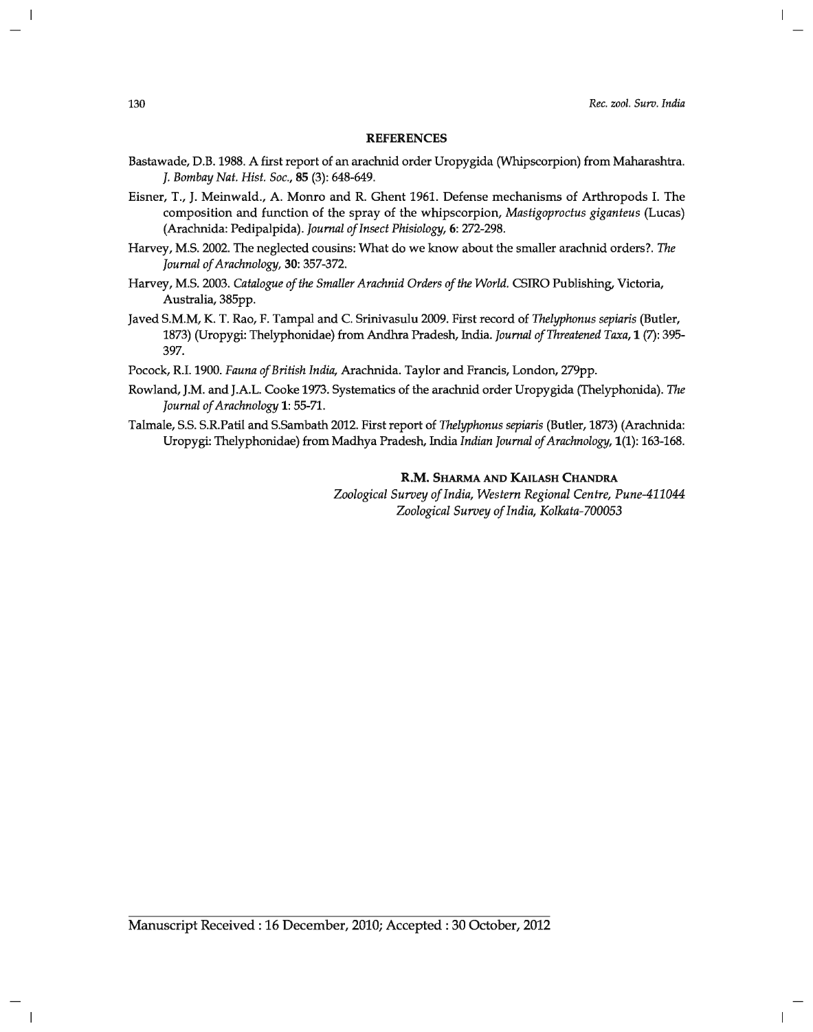## REFERENCES

Bastawade, D.B. 1988. A first report of an arachnid order Uropygida (Whipscorpion) from Maharashtra. *J. Bombay Nat. Hist. Soc.*, **85** (3): 648-649.

Eisner, T., J. Meinwald., A. Monro and R. Ghent 1961. Defense mechanisms of Arthropods I. The composition and function of the spray of the whipscorpion, *Mastigoproctus giganteus* (Lucas) (Arachnida: Pedipalpida). *Journal of Insect Phisiology*, **6**: 272-298.

Harvey, M.S. 2002. The neglected cousins: What do we know about the smaller arachnid orders?. *The Journal of Arachnology*, **30**: 357-372.

Harvey, M.S. 2003. *Catalogue of the Smaller Arachnid Orders of the World.* CSIRO Publishing, Victoria, Australia, 385pp.

Javed S.M.M, K. T. Rao, F. Tampal and C. Srinivasulu 2009. First record of *Thelyphonus sepiaris* (Butler, 1873) (Uropygi: Thelyphonidae) from Andhra Pradesh, India. *Journal of Threatened Taxa*, **1** (7): 395-397.

Pocock, R.I. 1900. *Fauna of British India*, Arachnida. Taylor and Francis, London, 279pp.

Rowland, J.M. and J.A.L. Cooke 1973. Systematics of the arachnid order Uropygida (Thelyphonida). *The Journal of Arachnology* **1**: 55-71.

Talmale, S.S. S.R.Patil and S.Sambath 2012. First report of *Thelyphonus sepiaris* (Butler, 1873) (Arachnida: Uropygi: Thelyphonidae) from Madhya Pradesh, India *Indian Journal of Arachnology*, **1**(1): 163-168.

**R.M. SHARMA AND KAILASH CHANDRA**

*Zoological Survey of India, Western Regional Centre, Pune-411044*

*Zoological Survey of India, Kolkata-700053*

Manuscript Received : 16 December, 2010; Accepted : 30 October, 2012